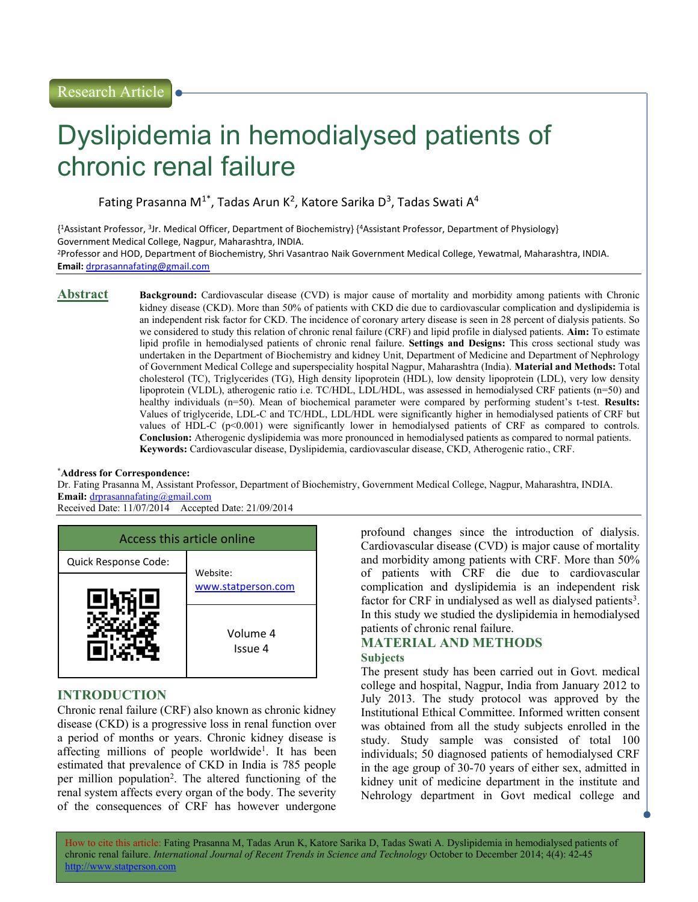Research Article

# Dyslipidemia in hemodialysed patients of chronic renal failure

Fating Prasanna M[1*], Tadas Arun K[2], Katore Sarika D[3], Tadas Swati A[4]

{[1]Assistant Professor, [3]Jr. Medical Officer, Department of Biochemistry} {[4]Assistant Professor, Department of Physiology} Government Medical College, Nagpur, Maharashtra, INDIA.
[2]Professor and HOD, Department of Biochemistry, Shri Vasantrao Naik Government Medical College, Yewatmal, Maharashtra, INDIA.
**Email:** drprasannafating@gmail.com

## Abstract

**Background:** Cardiovascular disease (CVD) is major cause of mortality and morbidity among patients with Chronic kidney disease (CKD). More than 50% of patients with CKD die due to cardiovascular complication and dyslipidemia is an independent risk factor for CKD. The incidence of coronary artery disease is seen in 28 percent of dialysis patients. So we considered to study this relation of chronic renal failure (CRF) and lipid profile in dialysed patients. **Aim:** To estimate lipid profile in hemodialysed patients of chronic renal failure. **Settings and Designs:** This cross sectional study was undertaken in the Department of Biochemistry and kidney Unit, Department of Medicine and Department of Nephrology of Government Medical College and superspeciality hospital Nagpur, Maharashtra (India). **Material and Methods:** Total cholesterol (TC), Triglycerides (TG), High density lipoprotein (HDL), low density lipoprotein (LDL), very low density lipoprotein (VLDL), atherogenic ratio i.e. TC/HDL, LDL/HDL, was assessed in hemodialysed CRF patients (n=50) and healthy individuals (n=50). Mean of biochemical parameter were compared by performing student's t-test. **Results:** Values of triglyceride, LDL-C and TC/HDL, LDL/HDL were significantly higher in hemodialysed patients of CRF but values of HDL-C ($p<0.001$) were significantly lower in hemodialysed patients of CRF as compared to controls. **Conclusion:** Atherogenic dyslipidemia was more pronounced in hemodialysed patients as compared to normal patients.
**Keywords:** Cardiovascular disease, Dyslipidemia, cardiovascular disease, CKD, Atherogenic ratio., CRF.

*Address for Correspondence:
Dr. Fating Prasanna M, Assistant Professor, Department of Biochemistry, Government Medical College, Nagpur, Maharashtra, INDIA.
**Email:** drprasannafating@gmail.com
Received Date: 11/07/2014 Accepted Date: 21/09/2014

| Access this article online | |
|---|---|
| Quick Response Code: | Website: www.statperson.com |
| | Volume 4 Issue 4 |

## INTRODUCTION

Chronic renal failure (CRF) also known as chronic kidney disease (CKD) is a progressive loss in renal function over a period of months or years. Chronic kidney disease is affecting millions of people worldwide[1]. It has been estimated that prevalence of CKD in India is 785 people per million population[2]. The altered functioning of the renal system affects every organ of the body. The severity of the consequences of CRF has however undergone profound changes since the introduction of dialysis. Cardiovascular disease (CVD) is major cause of mortality and morbidity among patients with CRF. More than 50% of patients with CRF die due to cardiovascular complication and dyslipidemia is an independent risk factor for CRF in undialysed as well as dialysed patients[3]. In this study we studied the dyslipidemia in hemodialysed patients of chronic renal failure.

## MATERIAL AND METHODS

### Subjects

The present study has been carried out in Govt. medical college and hospital, Nagpur, India from January 2012 to July 2013. The study protocol was approved by the Institutional Ethical Committee. Informed written consent was obtained from all the study subjects enrolled in the study. Study sample was consisted of total 100 individuals; 50 diagnosed patients of hemodialysed CRF in the age group of 30-70 years of either sex, admitted in kidney unit of medicine department in the institute and Nehrology department in Govt medical college and

How to cite this article: Fating Prasanna M, Tadas Arun K, Katore Sarika D, Tadas Swati A. Dyslipidemia in hemodialysed patients of chronic renal failure. *International Journal of Recent Trends in Science and Technology* October to December 2014; 4(4): 42-45 http://www.statperson.com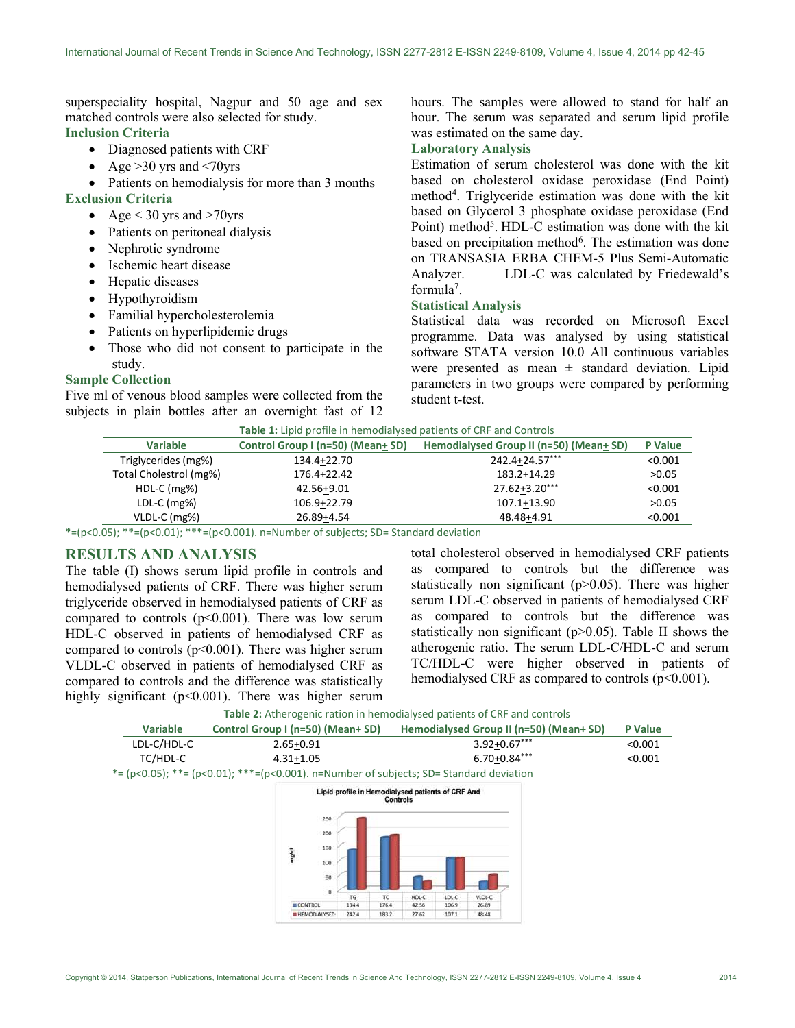superspeciality hospital, Nagpur and 50 age and sex matched controls were also selected for study.

### Inclusion Criteria

- Diagnosed patients with CRF
- Age >30 yrs and <70yrs
- Patients on hemodialysis for more than 3 months

### Exclusion Criteria

- Age < 30 yrs and >70yrs
- Patients on peritoneal dialysis
- Nephrotic syndrome
- Ischemic heart disease
- Hepatic diseases
- Hypothyroidism
- Familial hypercholesterolemia
- Patients on hyperlipidemic drugs
- Those who did not consent to participate in the study.

### Sample Collection

Five ml of venous blood samples were collected from the subjects in plain bottles after an overnight fast of 12 hours. The samples were allowed to stand for half an hour. The serum was separated and serum lipid profile was estimated on the same day.

### Laboratory Analysis

Estimation of serum cholesterol was done with the kit based on cholesterol oxidase peroxidase (End Point) method[4]. Triglyceride estimation was done with the kit based on Glycerol 3 phosphate oxidase peroxidase (End Point) method[5]. HDL-C estimation was done with the kit based on precipitation method[6]. The estimation was done on TRANSASIA ERBA CHEM-5 Plus Semi-Automatic Analyzer. LDL-C was calculated by Friedewald's formula[7].

### Statistical Analysis

Statistical data was recorded on Microsoft Excel programme. Data was analysed by using statistical software STATA version 10.0 All continuous variables were presented as mean ± standard deviation. Lipid parameters in two groups were compared by performing student t-test.

**Table 1:** Lipid profile in hemodialysed patients of CRF and Controls

| Variable | Control Group I (n=50) (Mean± SD) | Hemodialysed Group II (n=50) (Mean± SD) | P Value |
|---|---|---|---|
| Triglycerides (mg%) | 134.4±22.70 | 242.4±24.57*** | <0.001 |
| Total Cholestrol (mg%) | 176.4±22.42 | 183.2±14.29 | >0.05 |
| HDL-C (mg%) | 42.56±9.01 | 27.62±3.20*** | <0.001 |
| LDL-C (mg%) | 106.9±22.79 | 107.1±13.90 | >0.05 |
| VLDL-C (mg%) | 26.89±4.54 | 48.48±4.91 | <0.001 |

*=(p<0.05); **=(p<0.01); ***=(p<0.001). n=Number of subjects; SD= Standard deviation

## RESULTS AND ANALYSIS

The table (I) shows serum lipid profile in controls and hemodialysed patients of CRF. There was higher serum triglyceride observed in hemodialysed patients of CRF as compared to controls (p<0.001). There was low serum HDL-C observed in patients of hemodialysed CRF as compared to controls (p<0.001). There was higher serum VLDL-C observed in patients of hemodialysed CRF as compared to controls and the difference was statistically highly significant (p<0.001). There was higher serum total cholesterol observed in hemodialysed CRF patients as compared to controls but the difference was statistically non significant (p>0.05). There was higher serum LDL-C observed in patients of hemodialysed CRF as compared to controls but the difference was statistically non significant (p>0.05). Table II shows the atherogenic ratio. The serum LDL-C/HDL-C and serum TC/HDL-C were higher observed in patients of hemodialysed CRF as compared to controls (p<0.001).

**Table 2:** Atherogenic ration in hemodialysed patients of CRF and controls

| Variable | Control Group I (n=50) (Mean± SD) | Hemodialysed Group II (n=50) (Mean± SD) | P Value |
|---|---|---|---|
| LDL-C/HDL-C | 2.65±0.91 | 3.92±0.67*** | <0.001 |
| TC/HDL-C | 4.31±1.05 | 6.70±0.84*** | <0.001 |

*= (p<0.05); **= (p<0.01); ***=(p<0.001). n=Number of subjects; SD= Standard deviation

Lipid profile in Hemodialysed patients of CRF And Controls

| | TG | TC | HDL-C | LDL-C | VLDL-C |
|---|---|---|---|---|---|
| CONTROL | 134.4 | 176.4 | 42.56 | 106.9 | 26.89 |
| HEMODIALYSED | 242.4 | 183.2 | 27.62 | 107.1 | 48.48 |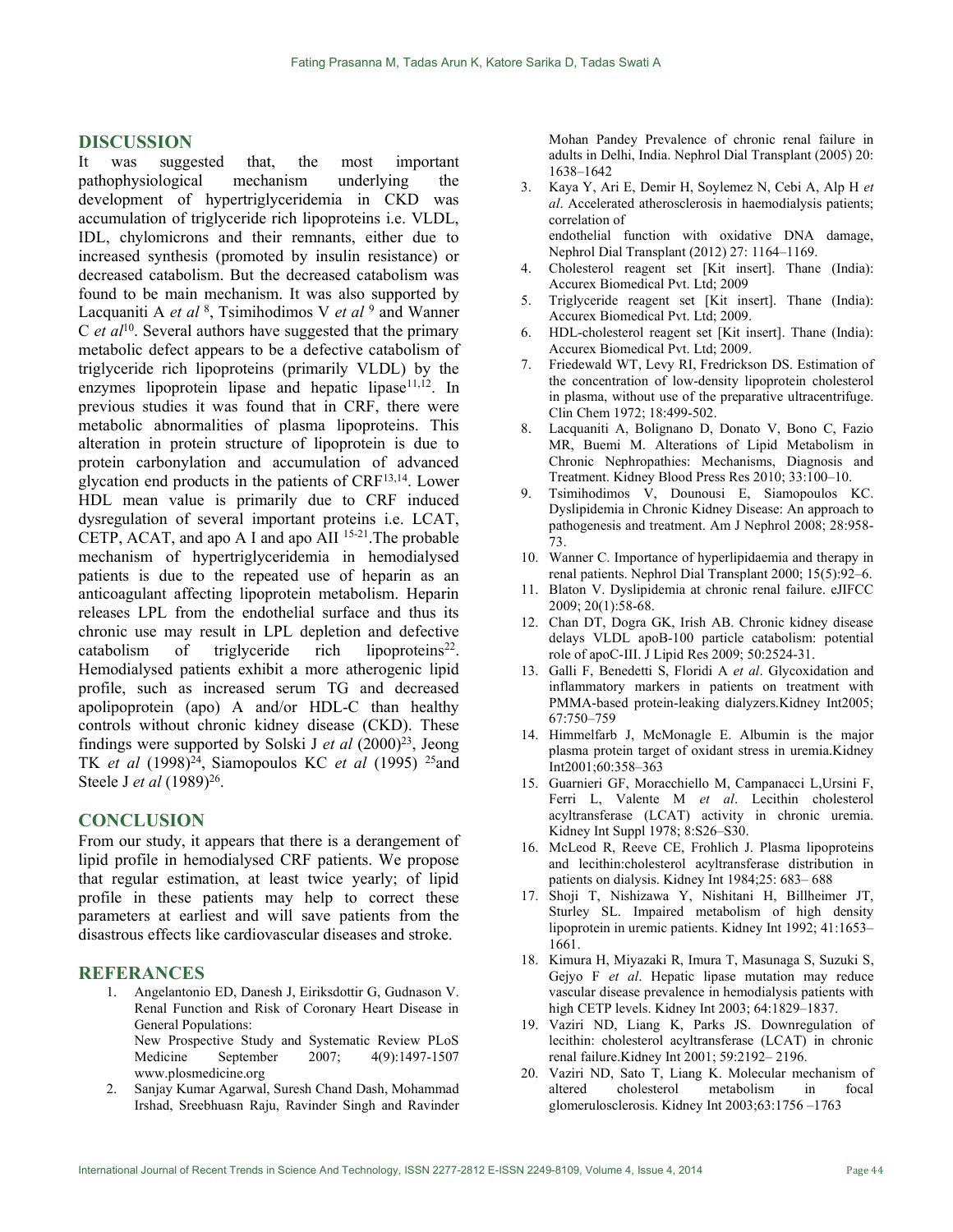## DISCUSSION

It was suggested that, the most important pathophysiological mechanism underlying the development of hypertriglyceridemia in CKD was accumulation of triglyceride rich lipoproteins i.e. VLDL, IDL, chylomicrons and their remnants, either due to increased synthesis (promoted by insulin resistance) or decreased catabolism. But the decreased catabolism was found to be main mechanism. It was also supported by Lacquaniti A *et al* [8], Tsimihodimos V *et al* [9] and Wanner C *et al*[10]. Several authors have suggested that the primary metabolic defect appears to be a defective catabolism of triglyceride rich lipoproteins (primarily VLDL) by the enzymes lipoprotein lipase and hepatic lipase[11,12]. In previous studies it was found that in CRF, there were metabolic abnormalities of plasma lipoproteins. This alteration in protein structure of lipoprotein is due to protein carbonylation and accumulation of advanced glycation end products in the patients of CRF[13,14]. Lower HDL mean value is primarily due to CRF induced dysregulation of several important proteins i.e. LCAT, CETP, ACAT, and apo A I and apo AII [15-21].The probable mechanism of hypertriglyceridemia in hemodialysed patients is due to the repeated use of heparin as an anticoagulant affecting lipoprotein metabolism. Heparin releases LPL from the endothelial surface and thus its chronic use may result in LPL depletion and defective catabolism of triglyceride rich lipoproteins[22]. Hemodialysed patients exhibit a more atherogenic lipid profile, such as increased serum TG and decreased apolipoprotein (apo) A and/or HDL-C than healthy controls without chronic kidney disease (CKD). These findings were supported by Solski J *et al* (2000)[23], Jeong TK *et al* (1998)[24], Siamopoulos KC *et al* (1995) [25]and Steele J *et al* (1989)[26].

## CONCLUSION

From our study, it appears that there is a derangement of lipid profile in hemodialysed CRF patients. We propose that regular estimation, at least twice yearly; of lipid profile in these patients may help to correct these parameters at earliest and will save patients from the disastrous effects like cardiovascular diseases and stroke.

## REFERANCES

1. Angelantonio ED, Danesh J, Eiriksdottir G, Gudnason V. Renal Function and Risk of Coronary Heart Disease in General Populations: New Prospective Study and Systematic Review PLoS Medicine September 2007; 4(9):1497-1507 www.plosmedicine.org
2. Sanjay Kumar Agarwal, Suresh Chand Dash, Mohammad Irshad, Sreebhuasn Raju, Ravinder Singh and Ravinder Mohan Pandey Prevalence of chronic renal failure in adults in Delhi, India. Nephrol Dial Transplant (2005) 20: 1638–1642
3. Kaya Y, Ari E, Demir H, Soylemez N, Cebi A, Alp H *et al*. Accelerated atherosclerosis in haemodialysis patients; correlation of endothelial function with oxidative DNA damage, Nephrol Dial Transplant (2012) 27: 1164–1169.
4. Cholesterol reagent set [Kit insert]. Thane (India): Accurex Biomedical Pvt. Ltd; 2009
5. Triglyceride reagent set [Kit insert]. Thane (India): Accurex Biomedical Pvt. Ltd; 2009.
6. HDL-cholesterol reagent set [Kit insert]. Thane (India): Accurex Biomedical Pvt. Ltd; 2009.
7. Friedewald WT, Levy RI, Fredrickson DS. Estimation of the concentration of low-density lipoprotein cholesterol in plasma, without use of the preparative ultracentrifuge. Clin Chem 1972; 18:499-502.
8. Lacquaniti A, Bolignano D, Donato V, Bono C, Fazio MR, Buemi M. Alterations of Lipid Metabolism in Chronic Nephropathies: Mechanisms, Diagnosis and Treatment. Kidney Blood Press Res 2010; 33:100–10.
9. Tsimihodimos V, Dounousi E, Siamopoulos KC. Dyslipidemia in Chronic Kidney Disease: An approach to pathogenesis and treatment. Am J Nephrol 2008; 28:958-73.
10. Wanner C. Importance of hyperlipidaemia and therapy in renal patients. Nephrol Dial Transplant 2000; 15(5):92–6.
11. Blaton V. Dyslipidemia at chronic renal failure. eJIFCC 2009; 20(1):58-68.
12. Chan DT, Dogra GK, Irish AB. Chronic kidney disease delays VLDL apoB-100 particle catabolism: potential role of apoC-III. J Lipid Res 2009; 50:2524-31.
13. Galli F, Benedetti S, Floridi A *et al*. Glycoxidation and inflammatory markers in patients on treatment with PMMA-based protein-leaking dialyzers.Kidney Int2005; 67:750–759
14. Himmelfarb J, McMonagle E. Albumin is the major plasma protein target of oxidant stress in uremia.Kidney Int2001;60:358–363
15. Guarnieri GF, Moracchiello M, Campanacci L,Ursini F, Ferri L, Valente M *et al*. Lecithin cholesterol acyltransferase (LCAT) activity in chronic uremia. Kidney Int Suppl 1978; 8:S26–S30.
16. McLeod R, Reeve CE, Frohlich J. Plasma lipoproteins and lecithin:cholesterol acyltransferase distribution in patients on dialysis. Kidney Int 1984;25: 683– 688
17. Shoji T, Nishizawa Y, Nishitani H, Billheimer JT, Sturley SL. Impaired metabolism of high density lipoprotein in uremic patients. Kidney Int 1992; 41:1653–1661.
18. Kimura H, Miyazaki R, Imura T, Masunaga S, Suzuki S, Gejyo F *et al*. Hepatic lipase mutation may reduce vascular disease prevalence in hemodialysis patients with high CETP levels. Kidney Int 2003; 64:1829–1837.
19. Vaziri ND, Liang K, Parks JS. Downregulation of lecithin: cholesterol acyltransferase (LCAT) in chronic renal failure.Kidney Int 2001; 59:2192– 2196.
20. Vaziri ND, Sato T, Liang K. Molecular mechanism of altered cholesterol metabolism in focal glomerulosclerosis. Kidney Int 2003;63:1756 –1763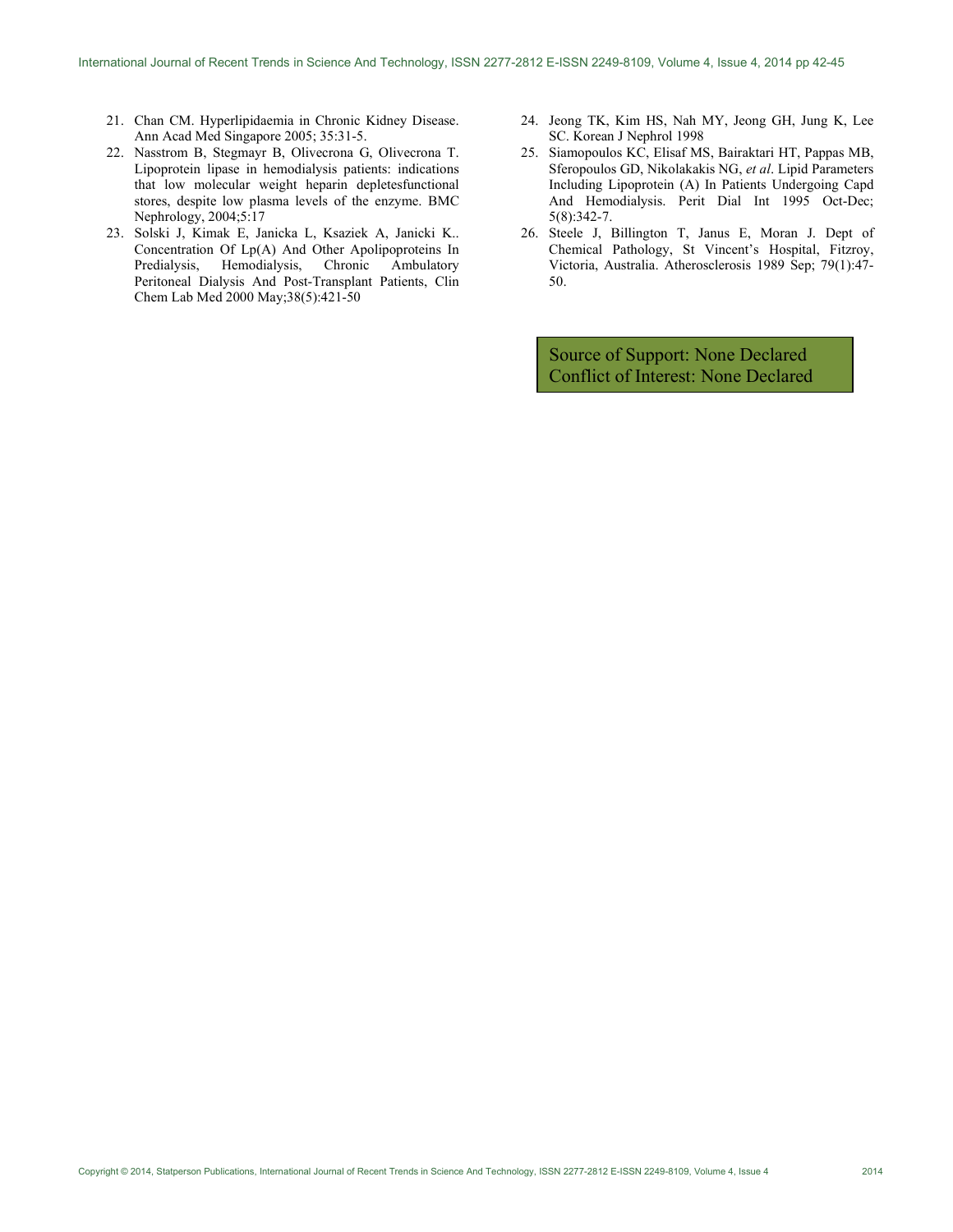21. Chan CM. Hyperlipidaemia in Chronic Kidney Disease. Ann Acad Med Singapore 2005; 35:31-5.
22. Nasstrom B, Stegmayr B, Olivecrona G, Olivecrona T. Lipoprotein lipase in hemodialysis patients: indications that low molecular weight heparin depletesfunctional stores, despite low plasma levels of the enzyme. BMC Nephrology, 2004;5:17
23. Solski J, Kimak E, Janicka L, Ksaziek A, Janicki K.. Concentration Of Lp(A) And Other Apolipoproteins In Predialysis, Hemodialysis, Chronic Ambulatory Peritoneal Dialysis And Post-Transplant Patients, Clin Chem Lab Med 2000 May;38(5):421-50
24. Jeong TK, Kim HS, Nah MY, Jeong GH, Jung K, Lee SC. Korean J Nephrol 1998
25. Siamopoulos KC, Elisaf MS, Bairaktari HT, Pappas MB, Sferopoulos GD, Nikolakakis NG, *et al*. Lipid Parameters Including Lipoprotein (A) In Patients Undergoing Capd And Hemodialysis. Perit Dial Int 1995 Oct-Dec; 5(8):342-7.
26. Steele J, Billington T, Janus E, Moran J. Dept of Chemical Pathology, St Vincent's Hospital, Fitzroy, Victoria, Australia. Atherosclerosis 1989 Sep; 79(1):47-50.

Source of Support: None Declared
Conflict of Interest: None Declared